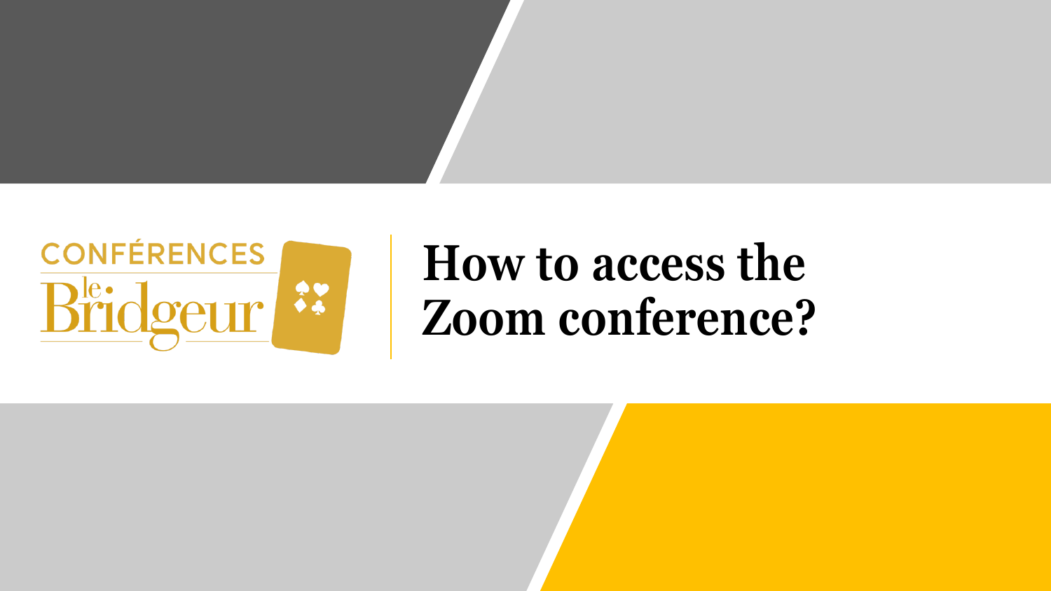CONFÉRENCES le Bridgeur

# How to access the Zoom conference?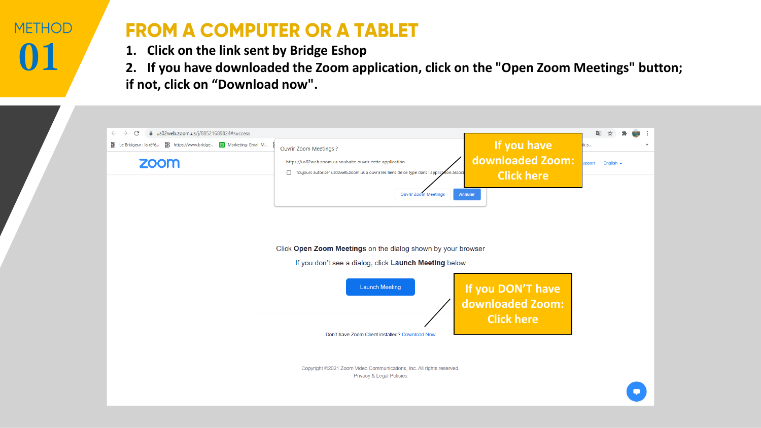METHOD 01

# FROM A COMPUTER OR A TABLET

1. Click on the link sent by Bridge Eshop
2. If you have downloaded the Zoom application, click on the "Open Zoom Meetings" button; if not, click on “Download now".

Ouvrir Zoom Meetings ?

https://us02web.zoom.us souhaite ouvrir cette application.

Toujours autoriser us02web.zoom.us à ouvrir les liens de ce type dans l'application associée

Ouvrir Zoom Meetings | Annuler

If you have downloaded Zoom: Click here

Click **Open Zoom Meetings** on the dialog shown by your browser

If you don't see a dialog, click **Launch Meeting** below

Launch Meeting

If you DON'T have downloaded Zoom: Click here

Don't have Zoom Client installed? Download Now

Copyright ©2021 Zoom Video Communications, Inc. All rights reserved.
Privacy & Legal Policies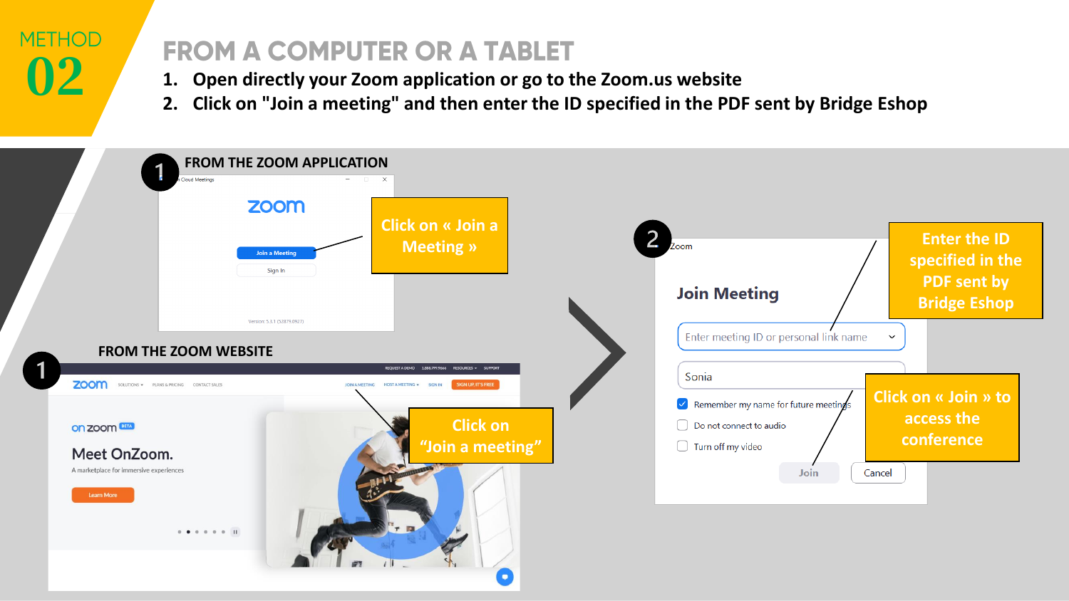# METHOD 02

## FROM A COMPUTER OR A TABLET

1. **Open directly your Zoom application or go to the Zoom.us website**
2. **Click on "Join a meeting" and then enter the ID specified in the PDF sent by Bridge Eshop**

### 1 FROM THE ZOOM APPLICATION

Click on « Join a Meeting »

### 1 FROM THE ZOOM WEBSITE

Click on "Join a meeting"

### 2

Enter the ID specified in the PDF sent by Bridge Eshop

Click on « Join » to access the conference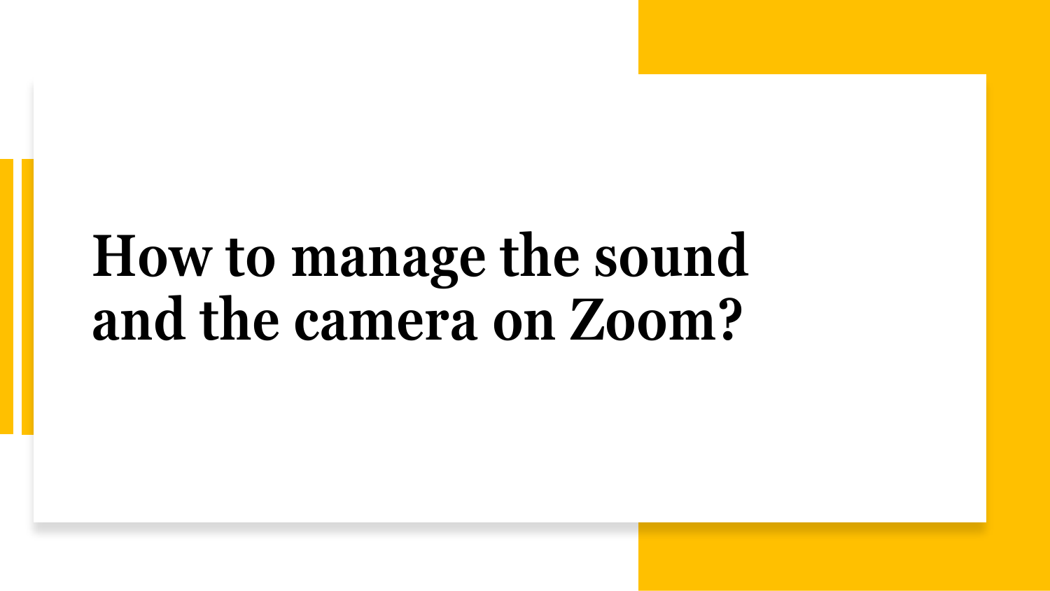# How to manage the sound and the camera on Zoom?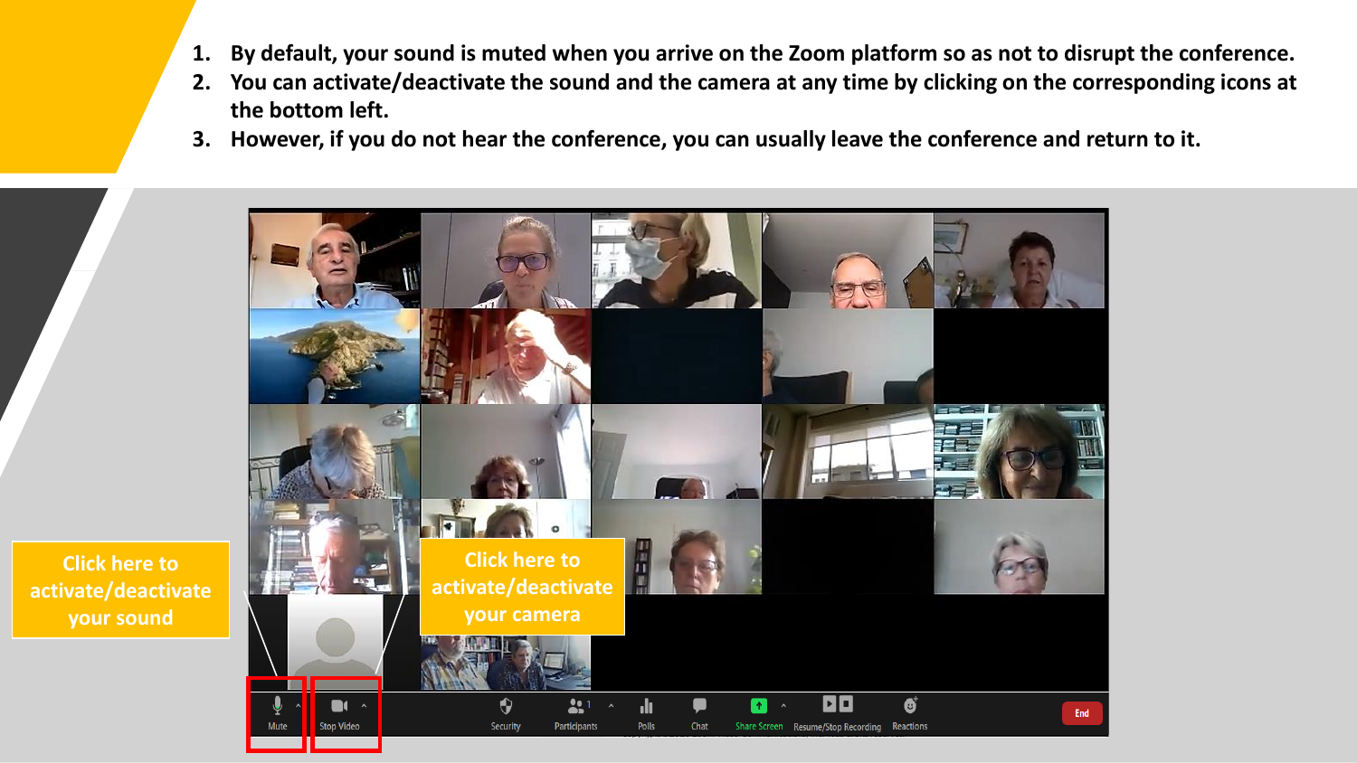1. By default, your sound is muted when you arrive on the Zoom platform so as not to disrupt the conference.
2. You can activate/deactivate the sound and the camera at any time by clicking on the corresponding icons at the bottom left.
3. However, if you do not hear the conference, you can usually leave the conference and return to it.

Click here to activate/deactivate your sound

Click here to activate/deactivate your camera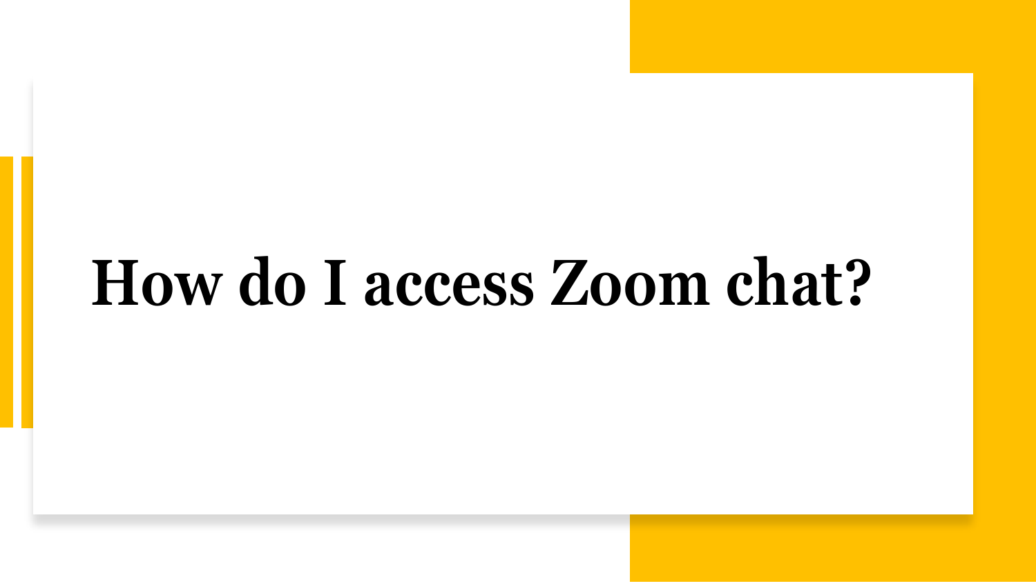# How do I access Zoom chat?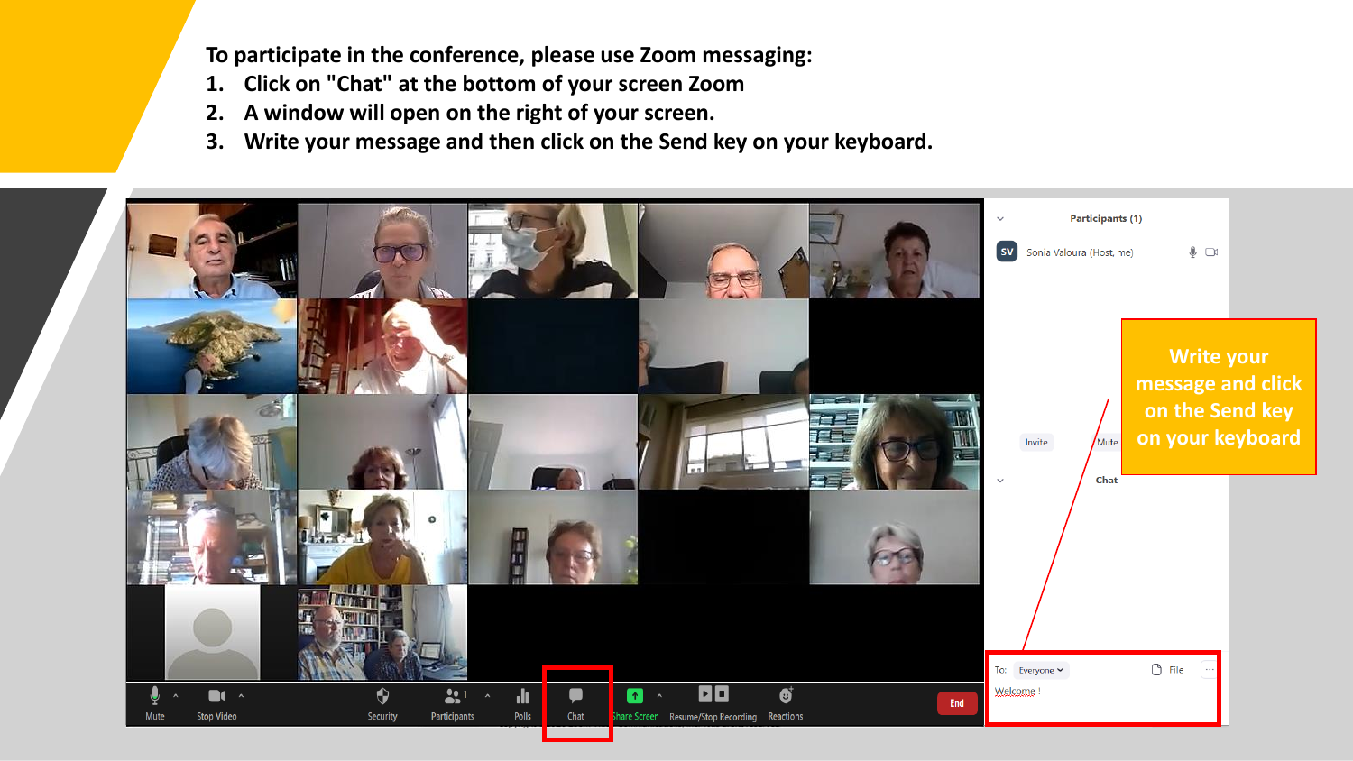To participate in the conference, please use Zoom messaging:

1. Click on "Chat" at the bottom of your screen Zoom
2. A window will open on the right of your screen.
3. Write your message and then click on the Send key on your keyboard.

Write your message and click on the Send key on your keyboard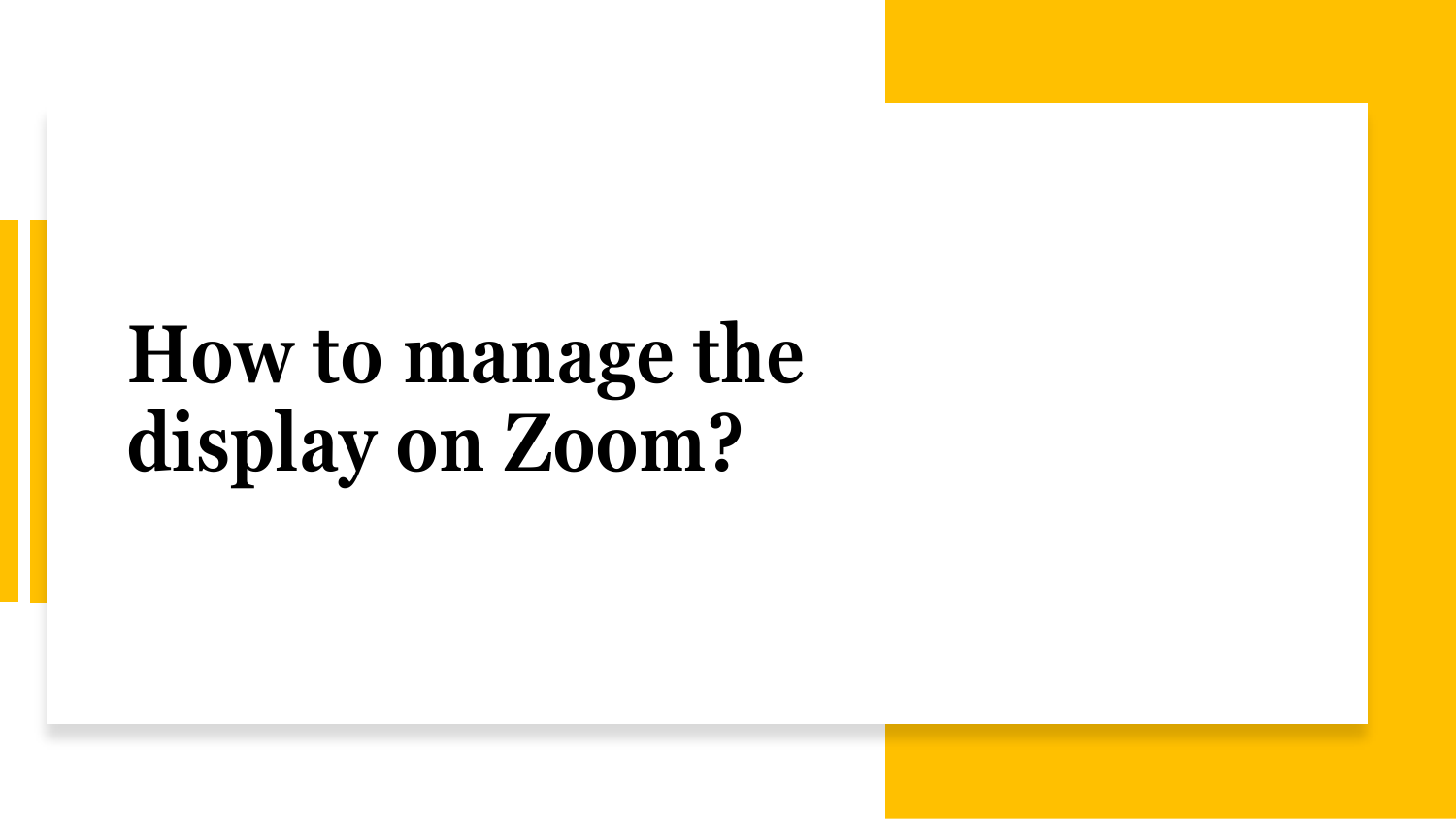# How to manage the display on Zoom?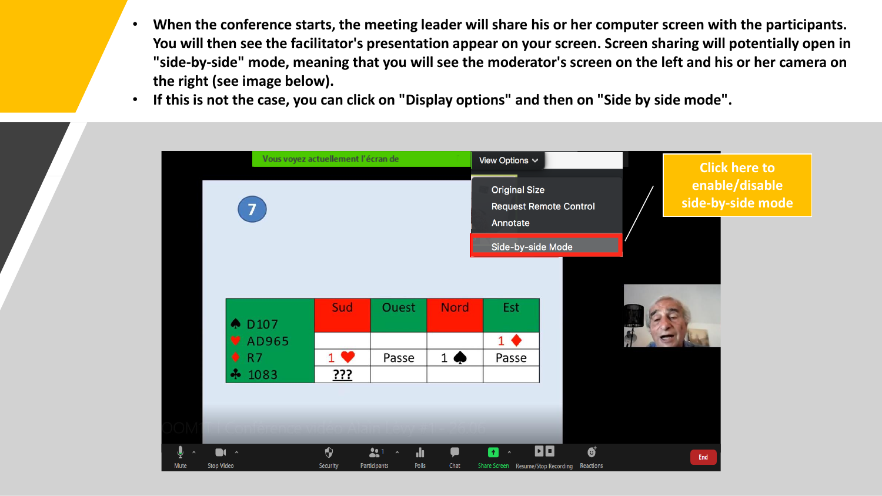- When the conference starts, the meeting leader will share his or her computer screen with the participants. You will then see the facilitator's presentation appear on your screen. Screen sharing will potentially open in "side-by-side" mode, meaning that you will see the moderator's screen on the left and his or her camera on the right (see image below).
- If this is not the case, you can click on "Display options" and then on "Side by side mode".

Click here to enable/disable side-by-side mode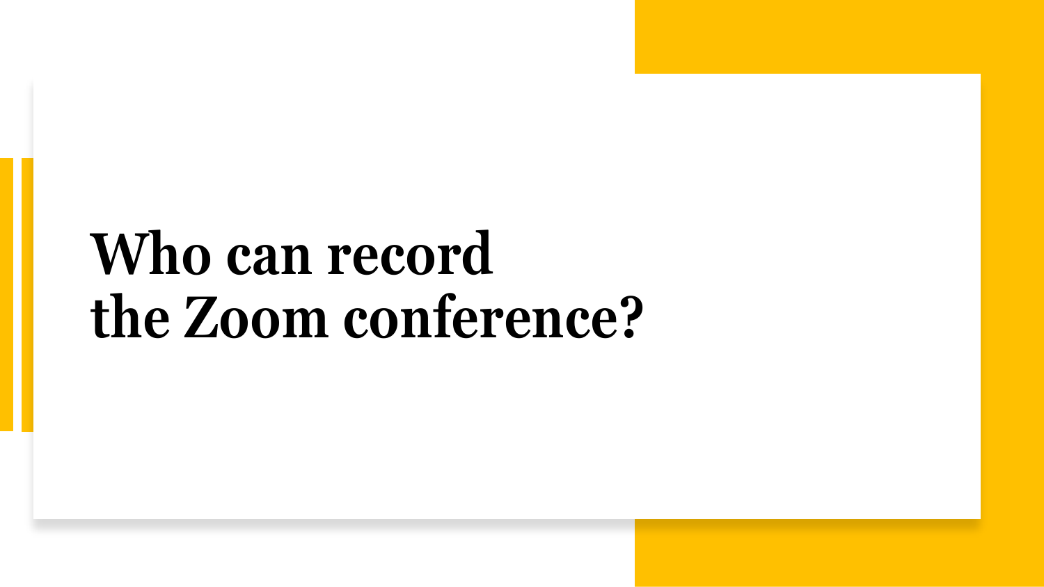# Who can record the Zoom conference?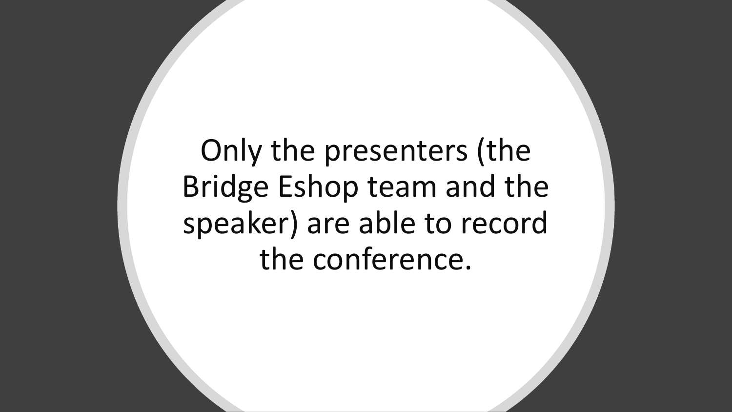Only the presenters (the Bridge Eshop team and the speaker) are able to record the conference.